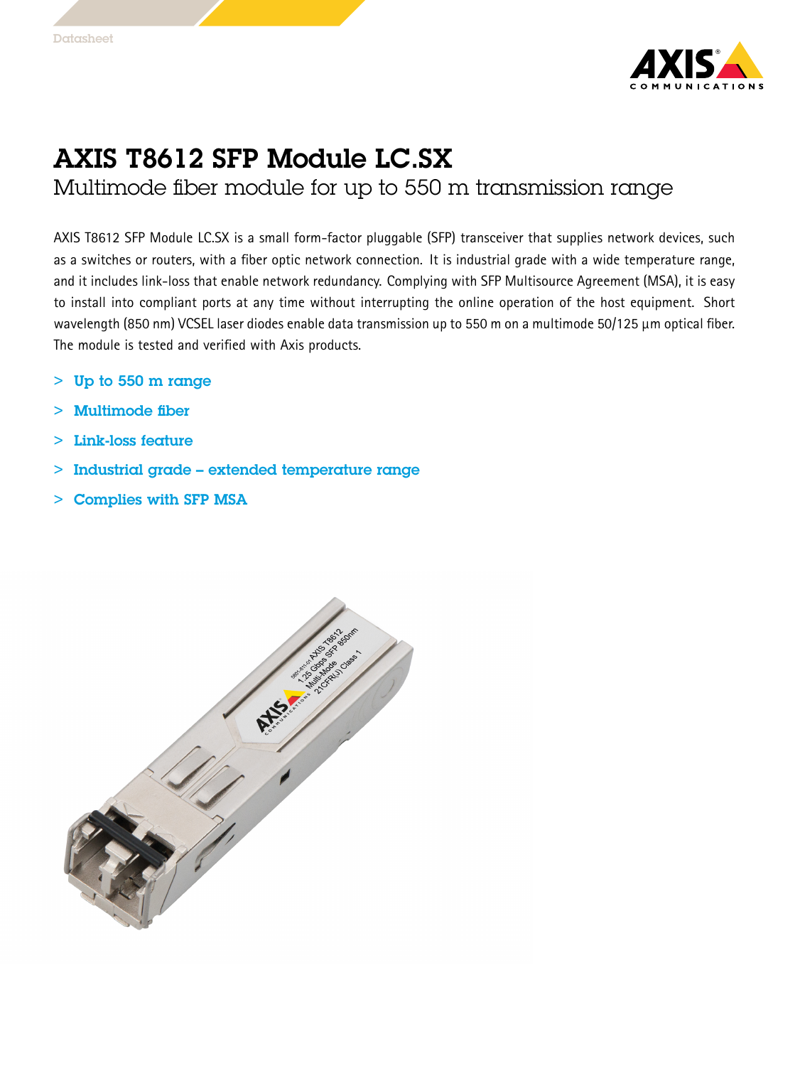# AXIS T8612 SFP Module LC.SX

## Multimode fiber module for up to 550 m transmission range

AXIS T8612 SFP Module LC.SX is a small form-factor pluggable (SFP) transceiver that supplies network devices, such as a switches or routers, with a fiber optic network connection. It is industrial grade with a wide temperature range, and it includes link-loss that enable network redundancy. Complying with SFP Multisource Agreement (MSA), it is easy to install into compliant ports at any time without interrupting the online operation of the host equipment. Short wavelength (850 nm) VCSEL laser diodes enable data transmission up to 550 m on a multimode 50/125 µm optical fiber. The module is tested and verified with Axis products.

- **Up to 550 m range**
- **Multimode fiber**
- **Link-loss feature**
- **Industrial grade – extended temperature range**
- **Complies with SFP MSA**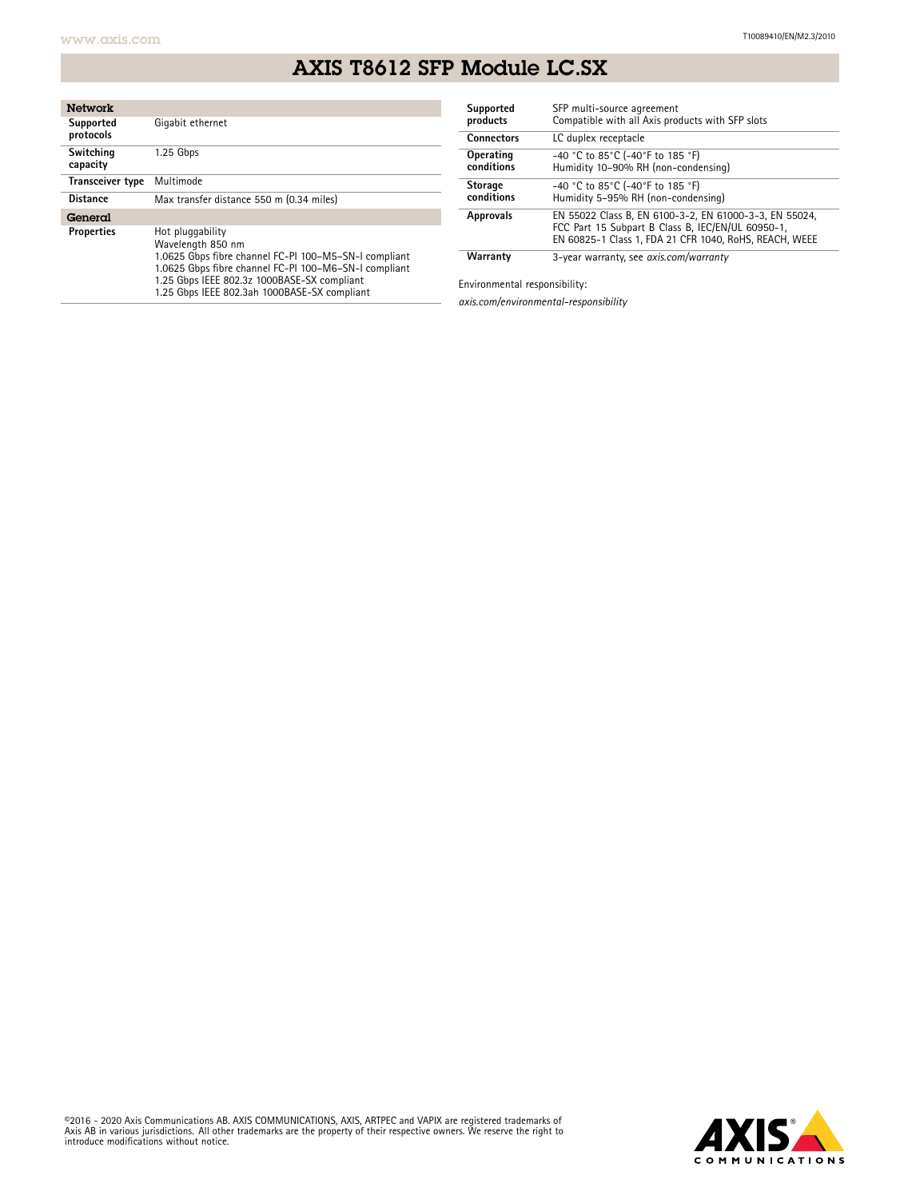# AXIS T8612 SFP Module LC.SX

| | |
|---|---|
| **Network** | |
| **Supported protocols** | Gigabit ethernet |
| **Switching capacity** | 1.25 Gbps |
| **Transceiver type** | Multimode |
| **Distance** | Max transfer distance 550 m (0.34 miles) |
| **General** | |
| **Properties** | Hot pluggability<br>Wavelength 850 nm<br>1.0625 Gbps fibre channel FC-PI 100-M5-SN-I compliant<br>1.0625 Gbps fibre channel FC-PI 100-M6-SN-I compliant<br>1.25 Gbps IEEE 802.3z 1000BASE-SX compliant<br>1.25 Gbps IEEE 802.3ah 1000BASE-SX compliant |
| **Supported products** | SFP multi-source agreement<br>Compatible with all Axis products with SFP slots |
| **Connectors** | LC duplex receptacle |
| **Operating conditions** | -40 °C to 85°C (-40°F to 185 °F)<br>Humidity 10–90% RH (non-condensing) |
| **Storage conditions** | -40 °C to 85°C (-40°F to 185 °F)<br>Humidity 5–95% RH (non-condensing) |
| **Approvals** | EN 55022 Class B, EN 6100-3-2, EN 61000-3-3, EN 55024, FCC Part 15 Subpart B Class B, IEC/EN/UL 60950-1, EN 60825-1 Class 1, FDA 21 CFR 1040, RoHS, REACH, WEEE |
| **Warranty** | 3-year warranty, see *axis.com/warranty* |

Environmental responsibility:

*axis.com/environmental-responsibility*

©2016 - 2020 Axis Communications AB. AXIS COMMUNICATIONS, AXIS, ARTPEC and VAPIX are registered trademarks of Axis AB in various jurisdictions. All other trademarks are the property of their respective owners. We reserve the right to introduce modifications without notice.